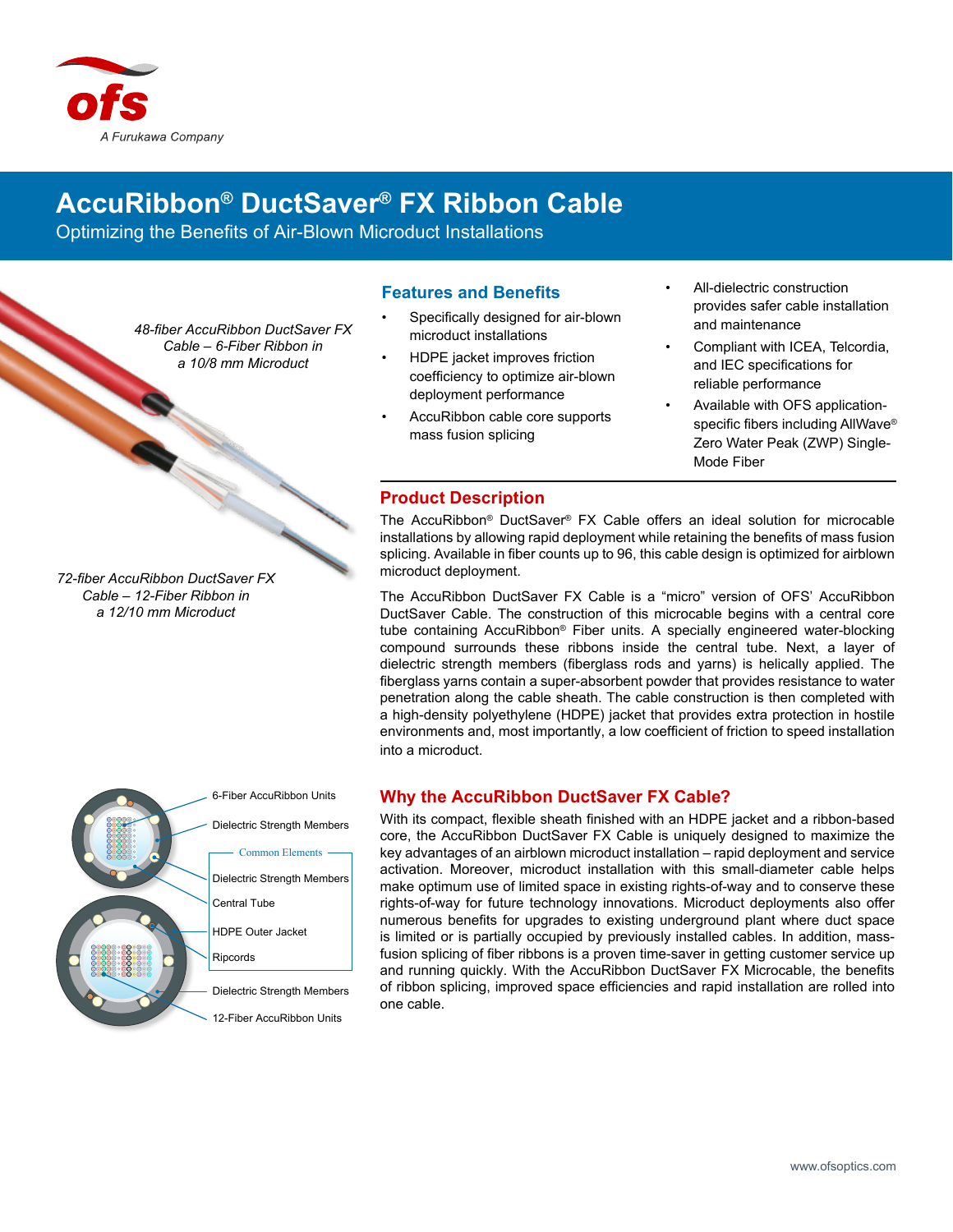ofs

A Furukawa Company

# AccuRibbon® DuctSaver® FX Ribbon Cable

Optimizing the Benefits of Air-Blown Microduct Installations

*48-fiber AccuRibbon DuctSaver FX Cable – 6-Fiber Ribbon in a 10/8 mm Microduct*

*72-fiber AccuRibbon DuctSaver FX Cable – 12-Fiber Ribbon in a 12/10 mm Microduct*

## Features and Benefits

- Specifically designed for air-blown microduct installations
- HDPE jacket improves friction coefficiency to optimize air-blown deployment performance
- AccuRibbon cable core supports mass fusion splicing
- All-dielectric construction provides safer cable installation and maintenance
- Compliant with ICEA, Telcordia, and IEC specifications for reliable performance
- Available with OFS application-specific fibers including AllWave® Zero Water Peak (ZWP) Single-Mode Fiber

## Product Description

The AccuRibbon® DuctSaver® FX Cable offers an ideal solution for microcable installations by allowing rapid deployment while retaining the benefits of mass fusion splicing. Available in fiber counts up to 96, this cable design is optimized for airblown microduct deployment.

The AccuRibbon DuctSaver FX Cable is a "micro" version of OFS' AccuRibbon DuctSaver Cable. The construction of this microcable begins with a central core tube containing AccuRibbon® Fiber units. A specially engineered water-blocking compound surrounds these ribbons inside the central tube. Next, a layer of dielectric strength members (fiberglass rods and yarns) is helically applied. The fiberglass yarns contain a super-absorbent powder that provides resistance to water penetration along the cable sheath. The cable construction is then completed with a high-density polyethylene (HDPE) jacket that provides extra protection in hostile environments and, most importantly, a low coefficient of friction to speed installation into a microduct.

6-Fiber AccuRibbon Units

Dielectric Strength Members

Common Elements

Dielectric Strength Members

Central Tube

HDPE Outer Jacket

Ripcords

Dielectric Strength Members

12-Fiber AccuRibbon Units

## Why the AccuRibbon DuctSaver FX Cable?

With its compact, flexible sheath finished with an HDPE jacket and a ribbon-based core, the AccuRibbon DuctSaver FX Cable is uniquely designed to maximize the key advantages of an airblown microduct installation – rapid deployment and service activation. Moreover, microduct installation with this small-diameter cable helps make optimum use of limited space in existing rights-of-way and to conserve these rights-of-way for future technology innovations. Microduct deployments also offer numerous benefits for upgrades to existing underground plant where duct space is limited or is partially occupied by previously installed cables. In addition, mass-fusion splicing of fiber ribbons is a proven time-saver in getting customer service up and running quickly. With the AccuRibbon DuctSaver FX Microcable, the benefits of ribbon splicing, improved space efficiencies and rapid installation are rolled into one cable.

www.ofsoptics.com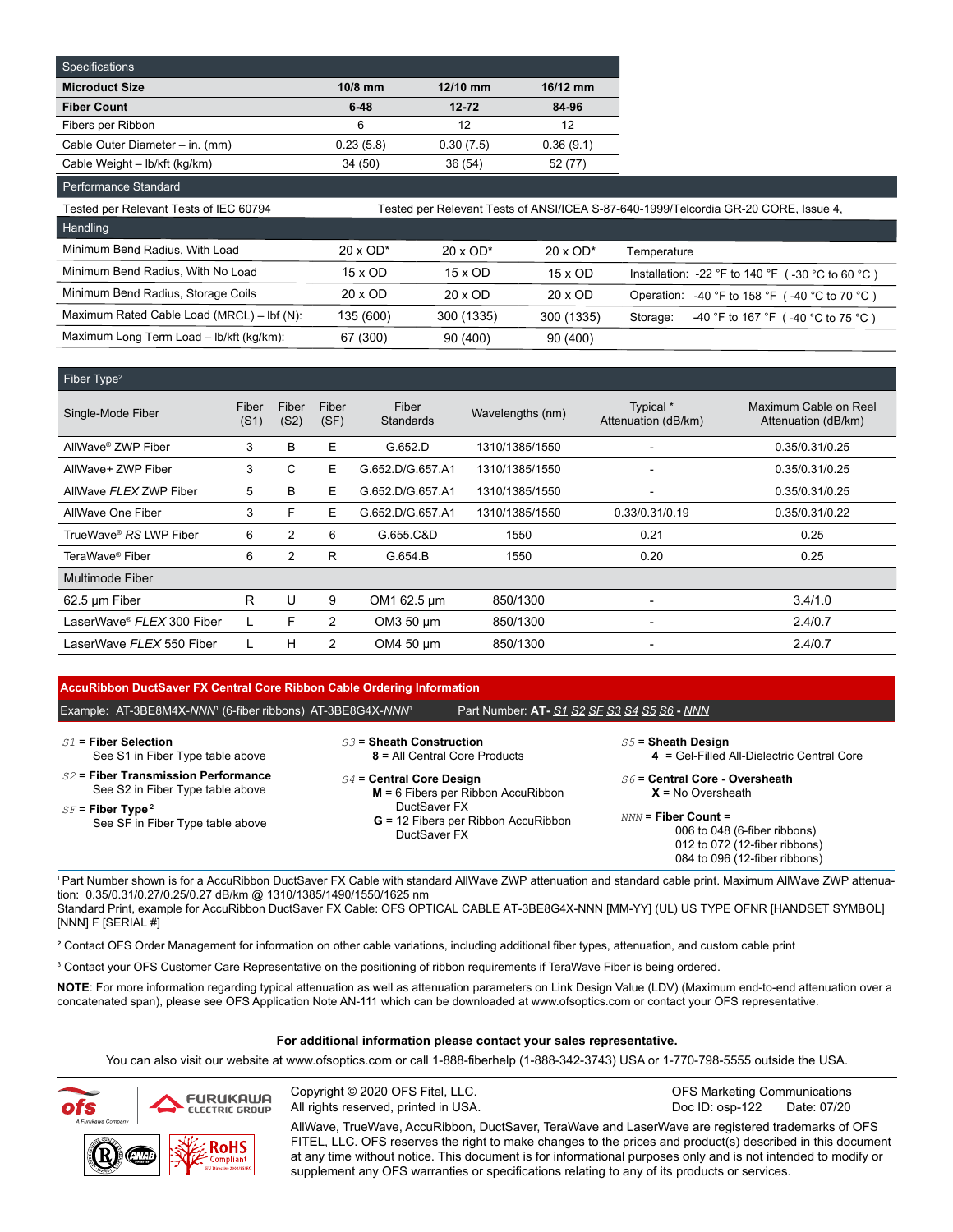| Specifications | | | |
|---|---|---|---|
| **Microduct Size** | **10/8 mm** | **12/10 mm** | **16/12 mm** |
| **Fiber Count** | **6-48** | **12-72** | **84-96** |
| Fibers per Ribbon | 6 | 12 | 12 |
| Cable Outer Diameter – in. (mm) | 0.23 (5.8) | 0.30 (7.5) | 0.36 (9.1) |
| Cable Weight – lb/kft (kg/km) | 34 (50) | 36 (54) | 52 (77) |

## Performance Standard

Tested per Relevant Tests of IEC 60794 — Tested per Relevant Tests of ANSI/ICEA S-87-640-1999/Telcordia GR-20 CORE, Issue 4,

## Handling

| | | | | | |
|---|---|---|---|---|---|
| Minimum Bend Radius, With Load | 20 x OD* | 20 x OD* | 20 x OD* | Temperature | |
| Minimum Bend Radius, With No Load | 15 x OD | 15 x OD | 15 x OD | Installation: | -22 °F to 140 °F ( -30 °C to 60 °C ) |
| Minimum Bend Radius, Storage Coils | 20 x OD | 20 x OD | 20 x OD | Operation: | -40 °F to 158 °F ( -40 °C to 70 °C ) |
| Maximum Rated Cable Load (MRCL) – lbf (N): | 135 (600) | 300 (1335) | 300 (1335) | Storage: | -40 °F to 167 °F ( -40 °C to 75 °C ) |
| Maximum Long Term Load – lb/kft (kg/km): | 67 (300) | 90 (400) | 90 (400) | | |

## Fiber Type[2]

| Single-Mode Fiber | Fiber (S1) | Fiber (S2) | Fiber (SF) | Fiber Standards | Wavelengths (nm) | Typical * Attenuation (dB/km) | Maximum Cable on Reel Attenuation (dB/km) |
|---|---|---|---|---|---|---|---|
| AllWave® ZWP Fiber | 3 | B | E | G.652.D | 1310/1385/1550 | - | 0.35/0.31/0.25 |
| AllWave+ ZWP Fiber | 3 | C | E | G.652.D/G.657.A1 | 1310/1385/1550 | - | 0.35/0.31/0.25 |
| AllWave *FLEX* ZWP Fiber | 5 | B | E | G.652.D/G.657.A1 | 1310/1385/1550 | - | 0.35/0.31/0.25 |
| AllWave One Fiber | 3 | F | E | G.652.D/G.657.A1 | 1310/1385/1550 | 0.33/0.31/0.19 | 0.35/0.31/0.22 |
| TrueWave® *RS* LWP Fiber | 6 | 2 | 6 | G.655.C&D | 1550 | 0.21 | 0.25 |
| TeraWave® Fiber | 6 | 2 | R | G.654.B | 1550 | 0.20 | 0.25 |
| **Multimode Fiber** | | | | | | | |
| 62.5 µm Fiber | R | U | 9 | OM1 62.5 µm | 850/1300 | - | 3.4/1.0 |
| LaserWave® *FLEX* 300 Fiber | L | F | 2 | OM3 50 µm | 850/1300 | - | 2.4/0.7 |
| LaserWave *FLEX* 550 Fiber | L | H | 2 | OM4 50 µm | 850/1300 | - | 2.4/0.7 |

## AccuRibbon DuctSaver FX Central Core Ribbon Cable Ordering Information

Example: AT-3BE8M4X-*NNN*[1] (6-fiber ribbons) AT-3BE8G4X-*NNN*[1]    Part Number: **AT-** S1 S2 SF S3 S4 S5 S6 **-** NNN

*S1* = **Fiber Selection**
See S1 in Fiber Type table above

*S2* = **Fiber Transmission Performance**
See S2 in Fiber Type table above

*SF* = **Fiber Type**[2]
See SF in Fiber Type table above

*S3* = **Sheath Construction**
**8** = All Central Core Products

*S4* = **Central Core Design**
**M** = 6 Fibers per Ribbon AccuRibbon DuctSaver FX
**G** = 12 Fibers per Ribbon AccuRibbon DuctSaver FX

*S5* = **Sheath Design**
**4** = Gel-Filled All-Dielectric Central Core

*S6* = **Central Core - Oversheath**
**X** = No Oversheath

*NNN* = **Fiber Count** =
006 to 048 (6-fiber ribbons)
012 to 072 (12-fiber ribbons)
084 to 096 (12-fiber ribbons)

[1] Part Number shown is for a AccuRibbon DuctSaver FX Cable with standard AllWave ZWP attenuation and standard cable print. Maximum AllWave ZWP attenuation: 0.35/0.31/0.27/0.25/0.27 dB/km @ 1310/1385/1490/1550/1625 nm
Standard Print, example for AccuRibbon DuctSaver FX Cable: OFS OPTICAL CABLE AT-3BE8G4X-NNN [MM-YY] (UL) US TYPE OFNR [HANDSET SYMBOL] [NNN] F [SERIAL #]

[2] Contact OFS Order Management for information on other cable variations, including additional fiber types, attenuation, and custom cable print

[3] Contact your OFS Customer Care Representative on the positioning of ribbon requirements if TeraWave Fiber is being ordered.

**NOTE**: For more information regarding typical attenuation as well as attenuation parameters on Link Design Value (LDV) (Maximum end-to-end attenuation over a concatenated span), please see OFS Application Note AN-111 which can be downloaded at www.ofsoptics.com or contact your OFS representative.

**For additional information please contact your sales representative.**

You can also visit our website at www.ofsoptics.com or call 1-888-fiberhelp (1-888-342-3743) USA or 1-770-798-5555 outside the USA.

Copyright © 2020 OFS Fitel, LLC.
All rights reserved, printed in USA.

OFS Marketing Communications
Doc ID: osp-122    Date: 07/20

AllWave, TrueWave, AccuRibbon, DuctSaver, TeraWave and LaserWave are registered trademarks of OFS FITEL, LLC. OFS reserves the right to make changes to the prices and product(s) described in this document at any time without notice. This document is for informational purposes only and is not intended to modify or supplement any OFS warranties or specifications relating to any of its products or services.